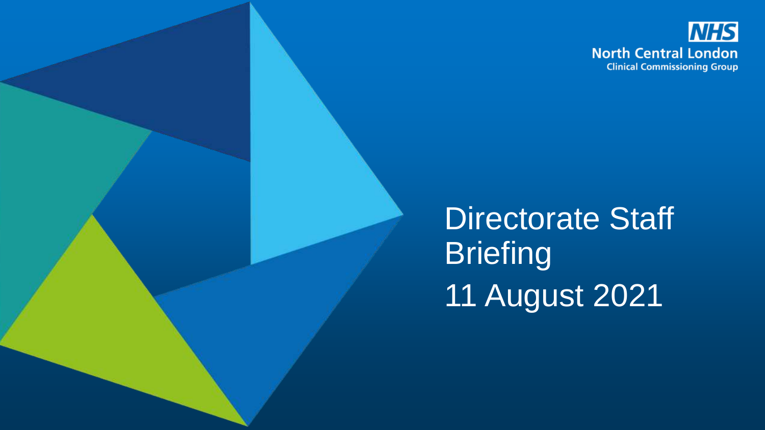NHS
North Central London
Clinical Commissioning Group

# Directorate Staff Briefing

11 August 2021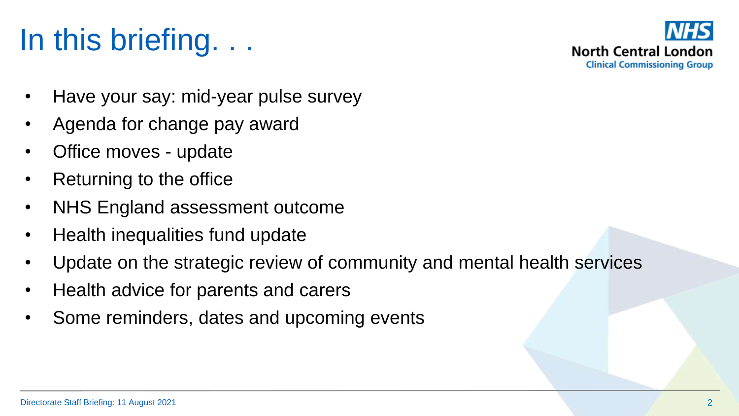# In this briefing. . .

- Have your say: mid-year pulse survey
- Agenda for change pay award
- Office moves - update
- Returning to the office
- NHS England assessment outcome
- Health inequalities fund update
- Update on the strategic review of community and mental health services
- Health advice for parents and carers
- Some reminders, dates and upcoming events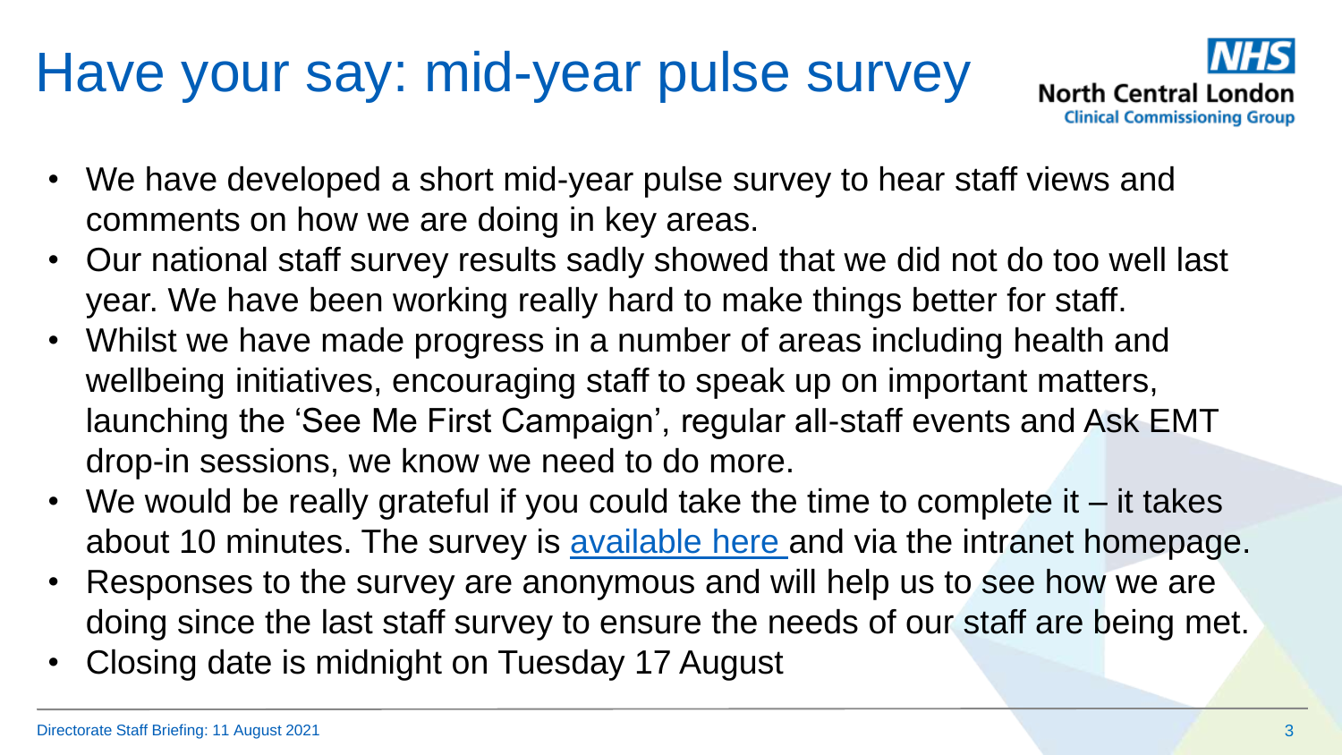# Have your say: mid-year pulse survey

NHS North Central London Clinical Commissioning Group

- We have developed a short mid-year pulse survey to hear staff views and comments on how we are doing in key areas.
- Our national staff survey results sadly showed that we did not do too well last year. We have been working really hard to make things better for staff.
- Whilst we have made progress in a number of areas including health and wellbeing initiatives, encouraging staff to speak up on important matters, launching the 'See Me First Campaign', regular all-staff events and Ask EMT drop-in sessions, we know we need to do more.
- We would be really grateful if you could take the time to complete it – it takes about 10 minutes. The survey is available here and via the intranet homepage.
- Responses to the survey are anonymous and will help us to see how we are doing since the last staff survey to ensure the needs of our staff are being met.
- Closing date is midnight on Tuesday 17 August

Directorate Staff Briefing: 11 August 2021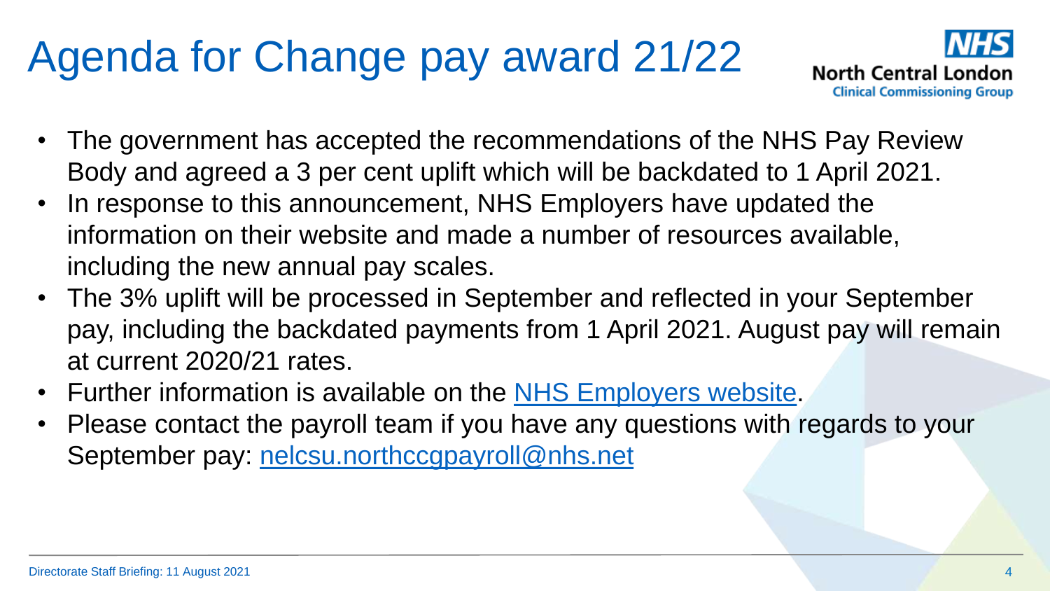# Agenda for Change pay award 21/22

- The government has accepted the recommendations of the NHS Pay Review Body and agreed a 3 per cent uplift which will be backdated to 1 April 2021.
- In response to this announcement, NHS Employers have updated the information on their website and made a number of resources available, including the new annual pay scales.
- The 3% uplift will be processed in September and reflected in your September pay, including the backdated payments from 1 April 2021. August pay will remain at current 2020/21 rates.
- Further information is available on the NHS Employers website.
- Please contact the payroll team if you have any questions with regards to your September pay: nelcsu.northccgpayroll@nhs.net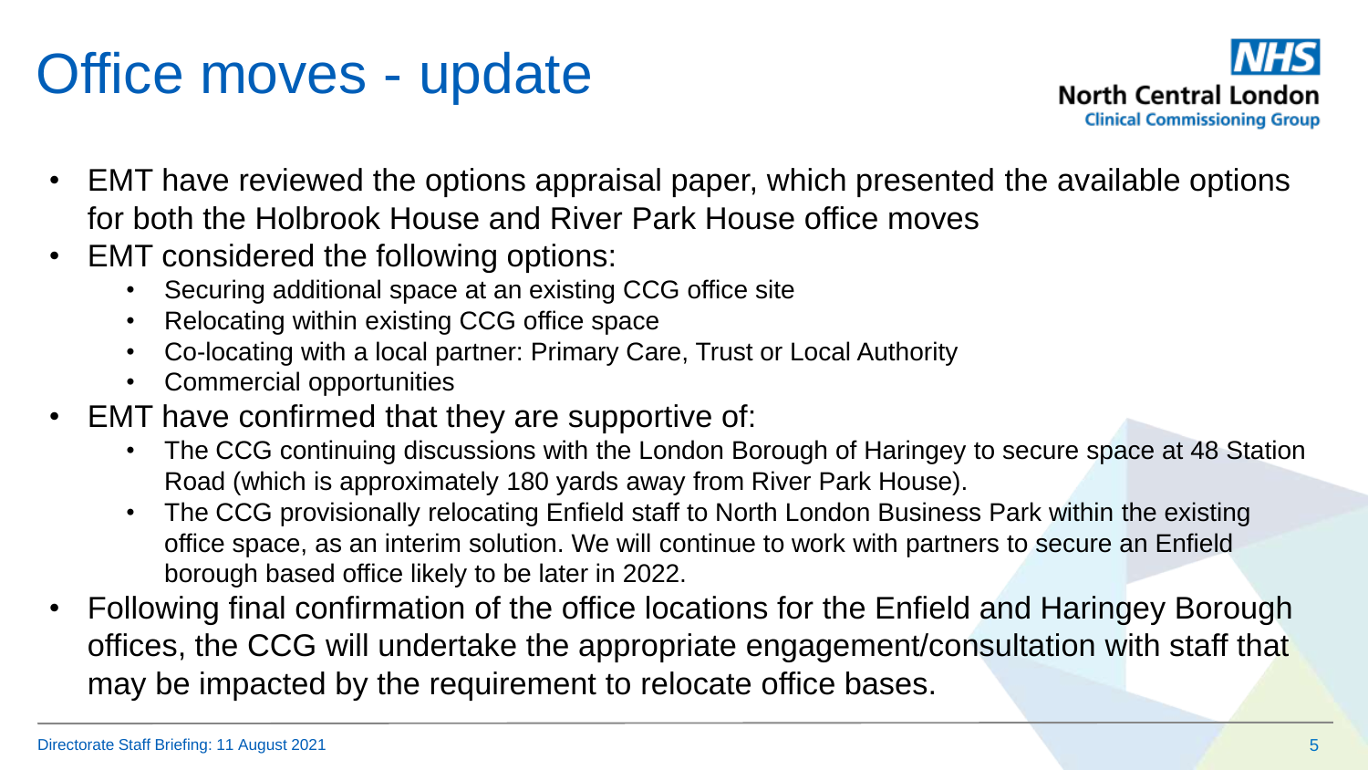# Office moves - update

- EMT have reviewed the options appraisal paper, which presented the available options for both the Holbrook House and River Park House office moves
- EMT considered the following options:
  - Securing additional space at an existing CCG office site
  - Relocating within existing CCG office space
  - Co-locating with a local partner: Primary Care, Trust or Local Authority
  - Commercial opportunities
- EMT have confirmed that they are supportive of:
  - The CCG continuing discussions with the London Borough of Haringey to secure space at 48 Station Road (which is approximately 180 yards away from River Park House).
  - The CCG provisionally relocating Enfield staff to North London Business Park within the existing office space, as an interim solution. We will continue to work with partners to secure an Enfield borough based office likely to be later in 2022.
- Following final confirmation of the office locations for the Enfield and Haringey Borough offices, the CCG will undertake the appropriate engagement/consultation with staff that may be impacted by the requirement to relocate office bases.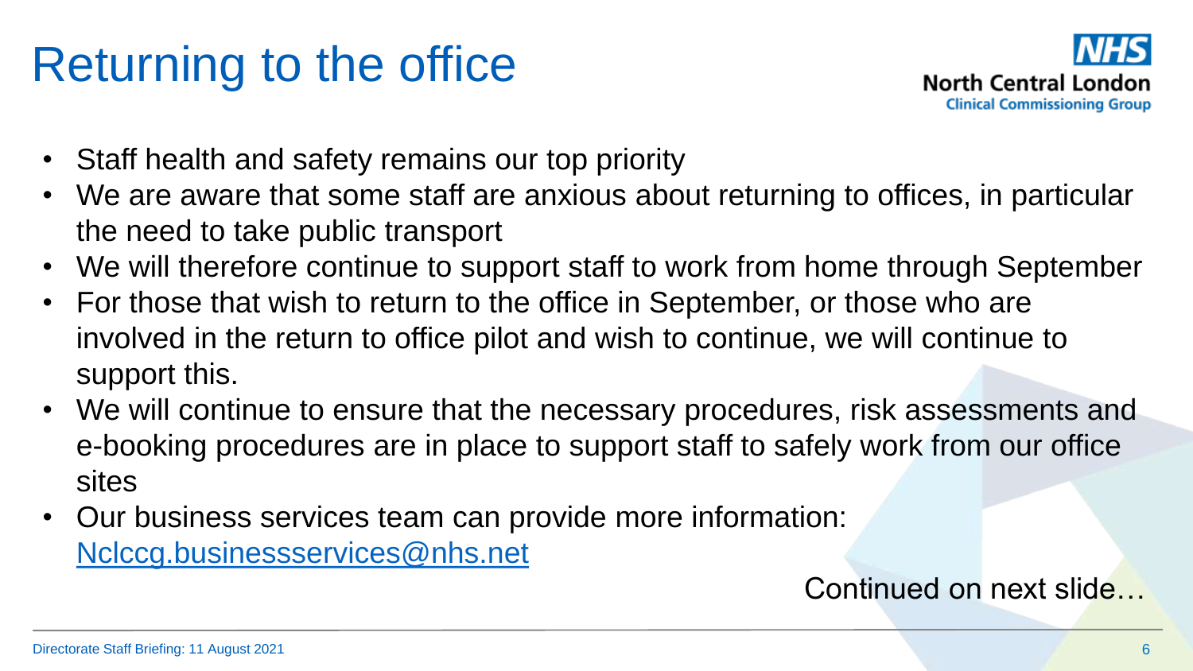# Returning to the office

North Central London
Clinical Commissioning Group

- Staff health and safety remains our top priority
- We are aware that some staff are anxious about returning to offices, in particular the need to take public transport
- We will therefore continue to support staff to work from home through September
- For those that wish to return to the office in September, or those who are involved in the return to office pilot and wish to continue, we will continue to support this.
- We will continue to ensure that the necessary procedures, risk assessments and e-booking procedures are in place to support staff to safely work from our office sites
- Our business services team can provide more information: Nclccg.businessservices@nhs.net

Continued on next slide…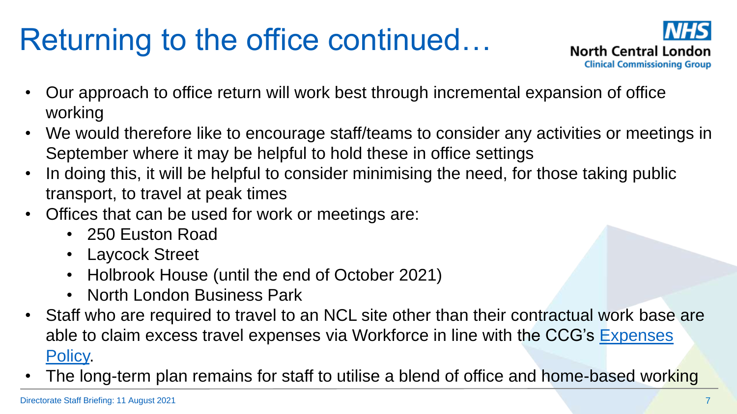# Returning to the office continued…

- Our approach to office return will work best through incremental expansion of office working
- We would therefore like to encourage staff/teams to consider any activities or meetings in September where it may be helpful to hold these in office settings
- In doing this, it will be helpful to consider minimising the need, for those taking public transport, to travel at peak times
- Offices that can be used for work or meetings are:
  - 250 Euston Road
  - Laycock Street
  - Holbrook House (until the end of October 2021)
  - North London Business Park
- Staff who are required to travel to an NCL site other than their contractual work base are able to claim excess travel expenses via Workforce in line with the CCG's Expenses Policy.
- The long-term plan remains for staff to utilise a blend of office and home-based working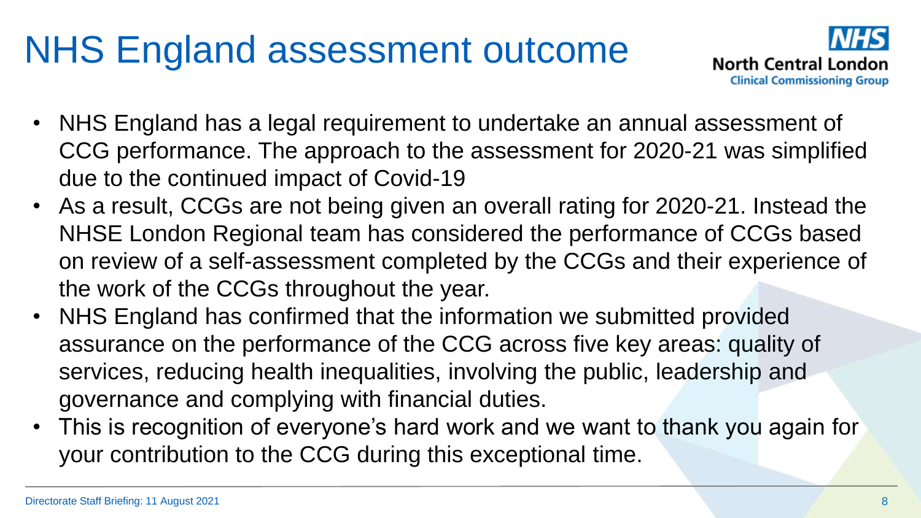# NHS England assessment outcome

- NHS England has a legal requirement to undertake an annual assessment of CCG performance. The approach to the assessment for 2020-21 was simplified due to the continued impact of Covid-19
- As a result, CCGs are not being given an overall rating for 2020-21. Instead the NHSE London Regional team has considered the performance of CCGs based on review of a self-assessment completed by the CCGs and their experience of the work of the CCGs throughout the year.
- NHS England has confirmed that the information we submitted provided assurance on the performance of the CCG across five key areas: quality of services, reducing health inequalities, involving the public, leadership and governance and complying with financial duties.
- This is recognition of everyone's hard work and we want to thank you again for your contribution to the CCG during this exceptional time.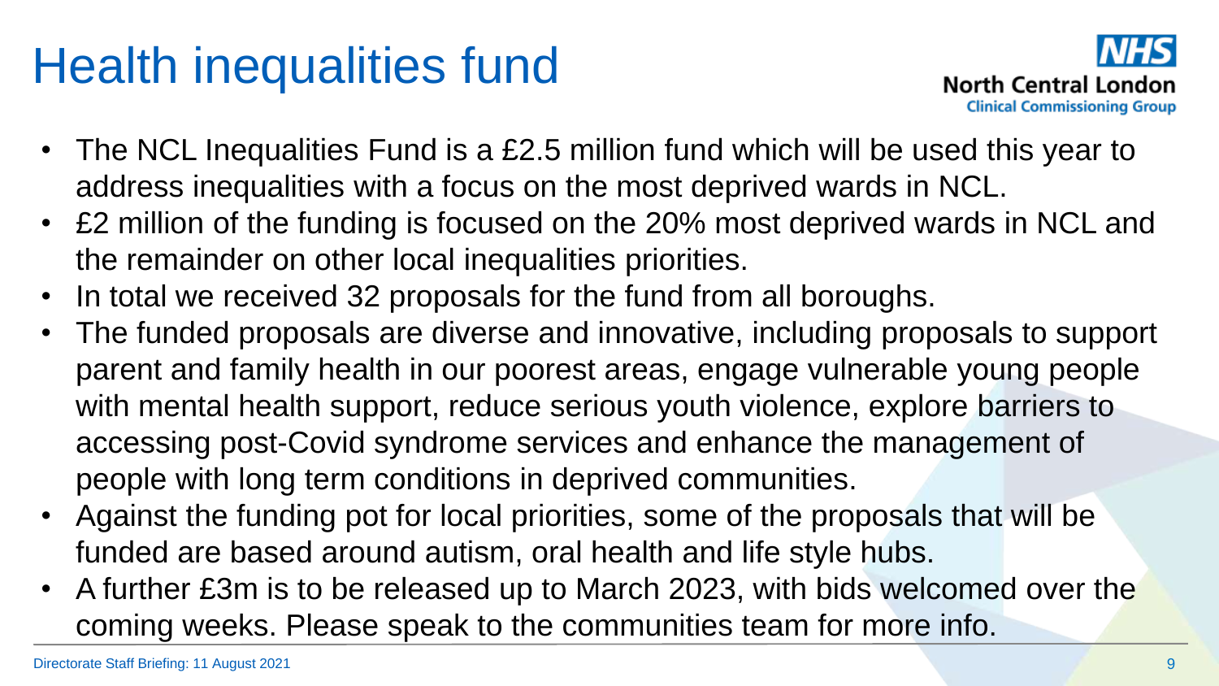# Health inequalities fund

- The NCL Inequalities Fund is a £2.5 million fund which will be used this year to address inequalities with a focus on the most deprived wards in NCL.
- £2 million of the funding is focused on the 20% most deprived wards in NCL and the remainder on other local inequalities priorities.
- In total we received 32 proposals for the fund from all boroughs.
- The funded proposals are diverse and innovative, including proposals to support parent and family health in our poorest areas, engage vulnerable young people with mental health support, reduce serious youth violence, explore barriers to accessing post-Covid syndrome services and enhance the management of people with long term conditions in deprived communities.
- Against the funding pot for local priorities, some of the proposals that will be funded are based around autism, oral health and life style hubs.
- A further £3m is to be released up to March 2023, with bids welcomed over the coming weeks. Please speak to the communities team for more info.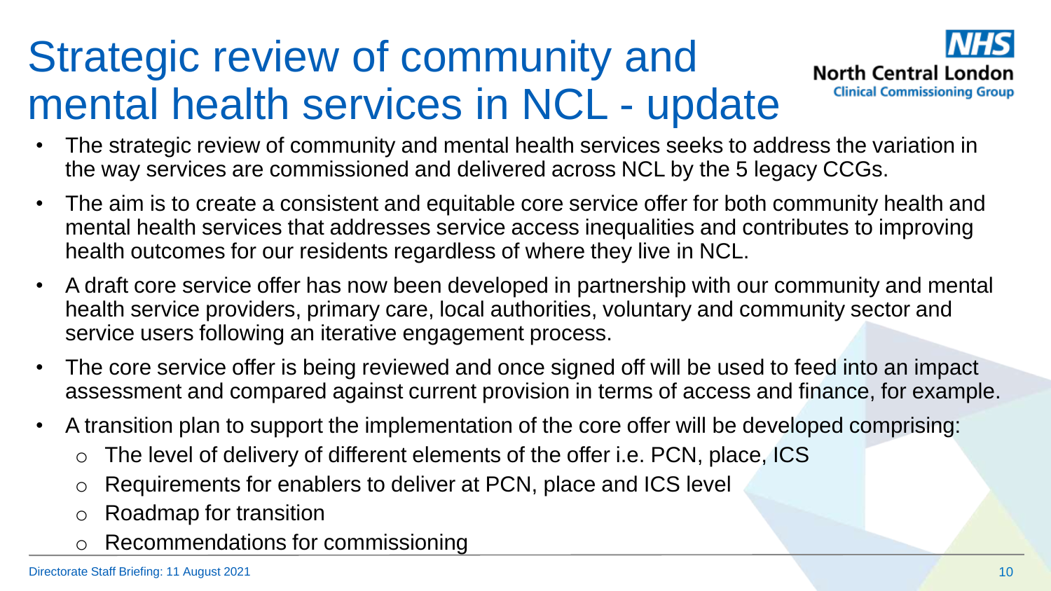# Strategic review of community and mental health services in NCL - update

- The strategic review of community and mental health services seeks to address the variation in the way services are commissioned and delivered across NCL by the 5 legacy CCGs.
- The aim is to create a consistent and equitable core service offer for both community health and mental health services that addresses service access inequalities and contributes to improving health outcomes for our residents regardless of where they live in NCL.
- A draft core service offer has now been developed in partnership with our community and mental health service providers, primary care, local authorities, voluntary and community sector and service users following an iterative engagement process.
- The core service offer is being reviewed and once signed off will be used to feed into an impact assessment and compared against current provision in terms of access and finance, for example.
- A transition plan to support the implementation of the core offer will be developed comprising:
  - The level of delivery of different elements of the offer i.e. PCN, place, ICS
  - Requirements for enablers to deliver at PCN, place and ICS level
  - Roadmap for transition
  - Recommendations for commissioning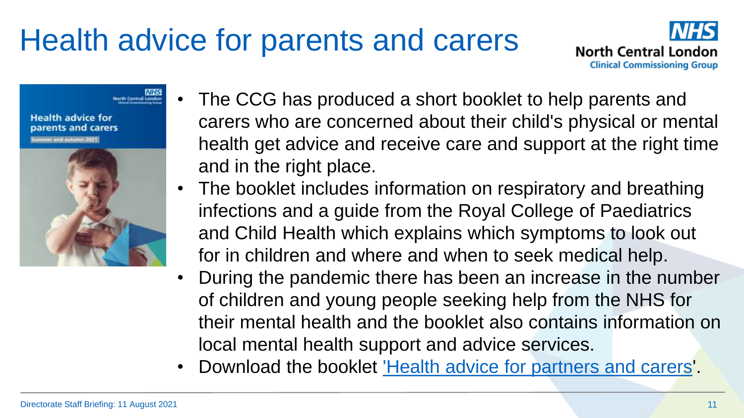# Health advice for parents and carers

- The CCG has produced a short booklet to help parents and carers who are concerned about their child's physical or mental health get advice and receive care and support at the right time and in the right place.
- The booklet includes information on respiratory and breathing infections and a guide from the Royal College of Paediatrics and Child Health which explains which symptoms to look out for in children and where and when to seek medical help.
- During the pandemic there has been an increase in the number of children and young people seeking help from the NHS for their mental health and the booklet also contains information on local mental health support and advice services.
- Download the booklet 'Health advice for partners and carers'.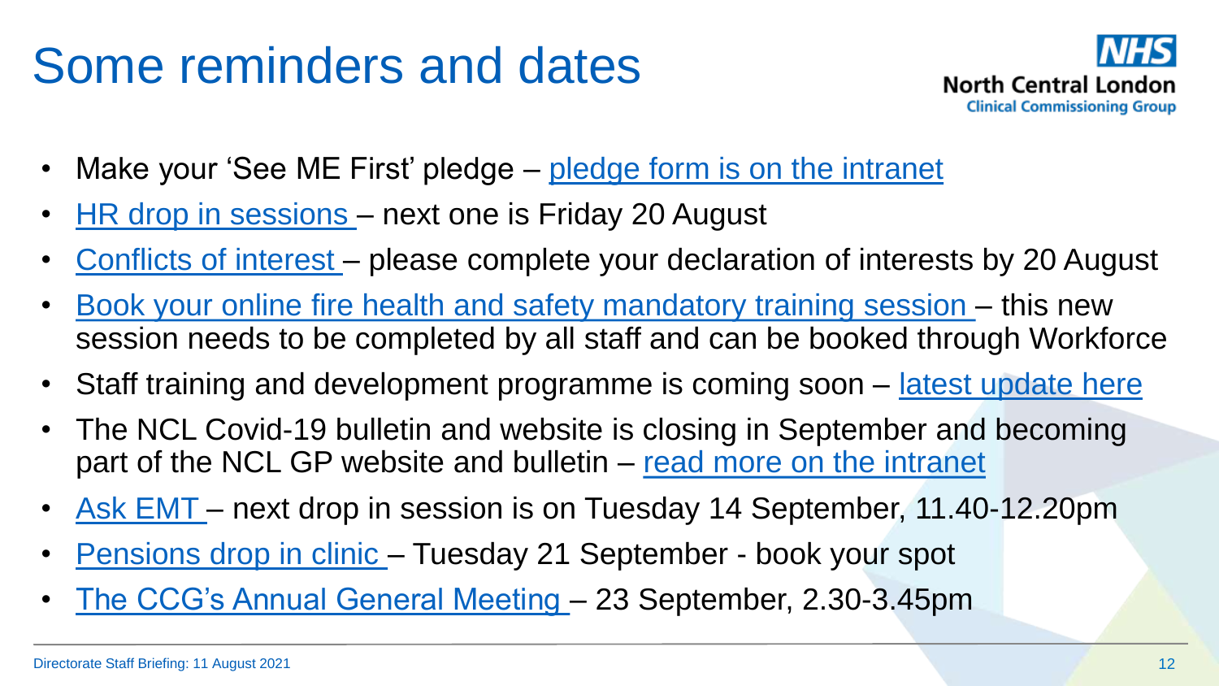# Some reminders and dates

NHS North Central London Clinical Commissioning Group

- Make your 'See ME First' pledge – pledge form is on the intranet
- HR drop in sessions – next one is Friday 20 August
- Conflicts of interest – please complete your declaration of interests by 20 August
- Book your online fire health and safety mandatory training session – this new session needs to be completed by all staff and can be booked through Workforce
- Staff training and development programme is coming soon – latest update here
- The NCL Covid-19 bulletin and website is closing in September and becoming part of the NCL GP website and bulletin – read more on the intranet
- Ask EMT – next drop in session is on Tuesday 14 September, 11.40-12.20pm
- Pensions drop in clinic – Tuesday 21 September - book your spot
- The CCG's Annual General Meeting – 23 September, 2.30-3.45pm

Directorate Staff Briefing: 11 August 2021